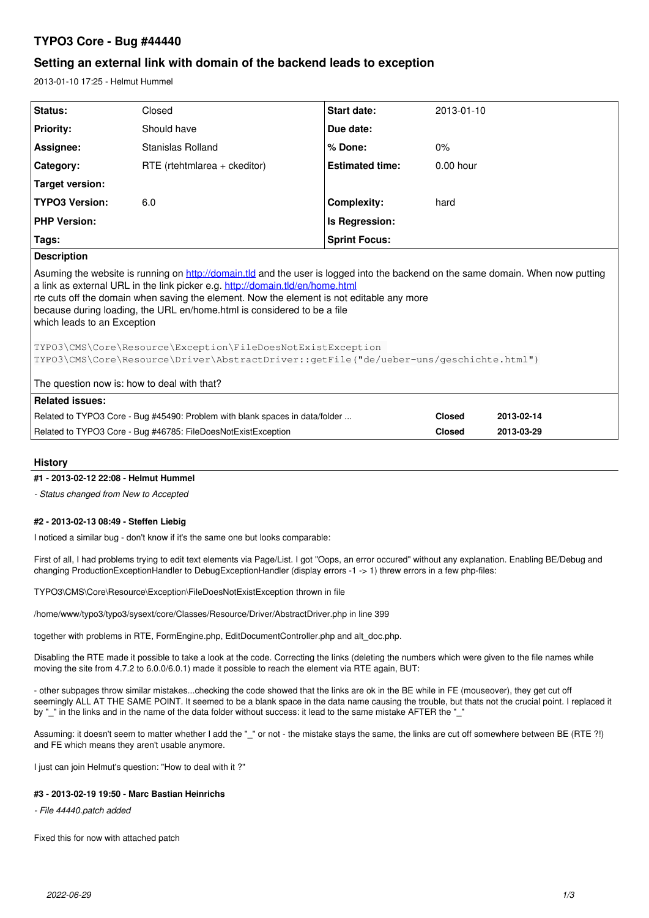# TYPO3 Core - Bug #44440

## Setting an external link with domain of the backend leads to exception

2013-01-10 17:25 - Helmut Hummel

| | | | |
|---|---|---|---|
| **Status:** | Closed | **Start date:** | 2013-01-10 |
| **Priority:** | Should have | **Due date:** | |
| **Assignee:** | Stanislas Rolland | **% Done:** | 0% |
| **Category:** | RTE (rtehtmlarea + ckeditor) | **Estimated time:** | 0.00 hour |
| **Target version:** | | | |
| **TYPO3 Version:** | 6.0 | **Complexity:** | hard |
| **PHP Version:** | | **Is Regression:** | |
| **Tags:** | | **Sprint Focus:** | |

**Description**

Asuming the website is running on http://domain.tld and the user is logged into the backend on the same domain. When now putting a link as external URL in the link picker e.g. http://domain.tld/en/home.html
rte cuts off the domain when saving the element. Now the element is not editable any more
because during loading, the URL en/home.html is considered to be a file
which leads to an Exception

```
TYPO3\CMS\Core\Resource\Exception\FileDoesNotExistException
TYPO3\CMS\Core\Resource\Driver\AbstractDriver::getFile("de/ueber-uns/geschichte.html")
```

The question now is: how to deal with that?

**Related issues:**

| | | |
|---|---|---|
| Related to TYPO3 Core - Bug #45490: Problem with blank spaces in data/folder ... | **Closed** | **2013-02-14** |
| Related to TYPO3 Core - Bug #46785: FileDoesNotExistException | **Closed** | **2013-03-29** |

## History

#### #1 - 2013-02-12 22:08 - Helmut Hummel

*- Status changed from New to Accepted*

#### #2 - 2013-02-13 08:49 - Steffen Liebig

I noticed a similar bug - don't know if it's the same one but looks comparable:

First of all, I had problems trying to edit text elements via Page/List. I got "Oops, an error occured" without any explanation. Enabling BE/Debug and changing ProductionExceptionHandler to DebugExceptionHandler (display errors -1 -> 1) threw errors in a few php-files:

TYPO3\CMS\Core\Resource\Exception\FileDoesNotExistException thrown in file

/home/www/typo3/typo3/sysext/core/Classes/Resource/Driver/AbstractDriver.php in line 399

together with problems in RTE, FormEngine.php, EditDocumentController.php and alt_doc.php.

Disabling the RTE made it possible to take a look at the code. Correcting the links (deleting the numbers which were given to the file names while moving the site from 4.7.2 to 6.0.0/6.0.1) made it possible to reach the element via RTE again, BUT:

- other subpages throw similar mistakes...checking the code showed that the links are ok in the BE while in FE (mouseover), they get cut off seemingly ALL AT THE SAME POINT. It seemed to be a blank space in the data name causing the trouble, but thats not the crucial point. I replaced it by "_" in the links and in the name of the data folder without success: it lead to the same mistake AFTER the "_"

Assuming: it doesn't seem to matter whether I add the "_" or not - the mistake stays the same, the links are cut off somewhere between BE (RTE ?!) and FE which means they aren't usable anymore.

I just can join Helmut's question: "How to deal with it ?"

#### #3 - 2013-02-19 19:50 - Marc Bastian Heinrichs

*- File 44440.patch added*

Fixed this for now with attached patch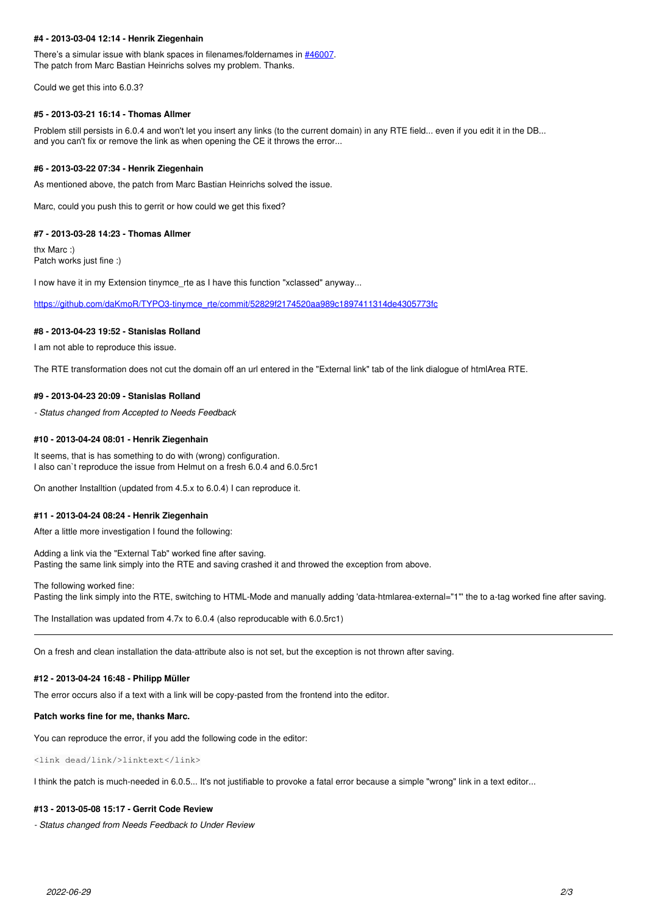#### #4 - 2013-03-04 12:14 - Henrik Ziegenhain

There's a simular issue with blank spaces in filenames/foldernames in #46007.
The patch from Marc Bastian Heinrichs solves my problem. Thanks.

Could we get this into 6.0.3?

#### #5 - 2013-03-21 16:14 - Thomas Allmer

Problem still persists in 6.0.4 and won't let you insert any links (to the current domain) in any RTE field... even if you edit it in the DB...
and you can't fix or remove the link as when opening the CE it throws the error...

#### #6 - 2013-03-22 07:34 - Henrik Ziegenhain

As mentioned above, the patch from Marc Bastian Heinrichs solved the issue.

Marc, could you push this to gerrit or how could we get this fixed?

#### #7 - 2013-03-28 14:23 - Thomas Allmer

thx Marc :)
Patch works just fine :)

I now have it in my Extension tinymce_rte as I have this function "xclassed" anyway...

https://github.com/daKmoR/TYPO3-tinymce_rte/commit/52829f2174520aa989c1897411314de4305773fc

#### #8 - 2013-04-23 19:52 - Stanislas Rolland

I am not able to reproduce this issue.

The RTE transformation does not cut the domain off an url entered in the "External link" tab of the link dialogue of htmlArea RTE.

#### #9 - 2013-04-23 20:09 - Stanislas Rolland

*- Status changed from Accepted to Needs Feedback*

#### #10 - 2013-04-24 08:01 - Henrik Ziegenhain

It seems, that is has something to do with (wrong) configuration.
I also can`t reproduce the issue from Helmut on a fresh 6.0.4 and 6.0.5rc1

On another Installtion (updated from 4.5.x to 6.0.4) I can reproduce it.

#### #11 - 2013-04-24 08:24 - Henrik Ziegenhain

After a little more investigation I found the following:

Adding a link via the "External Tab" worked fine after saving.
Pasting the same link simply into the RTE and saving crashed it and throwed the exception from above.

The following worked fine:
Pasting the link simply into the RTE, switching to HTML-Mode and manually adding 'data-htmlarea-external="1"' the to a-tag worked fine after saving.

The Installation was updated from 4.7x to 6.0.4 (also reproducable with 6.0.5rc1)

---

On a fresh and clean installation the data-attribute also is not set, but the exception is not thrown after saving.

#### #12 - 2013-04-24 16:48 - Philipp Müller

The error occurs also if a text with a link will be copy-pasted from the frontend into the editor.

**Patch works fine for me, thanks Marc.**

You can reproduce the error, if you add the following code in the editor:

```
<link dead/link/>linktext</link>
```

I think the patch is much-needed in 6.0.5... It's not justifiable to provoke a fatal error because a simple "wrong" link in a text editor...

#### #13 - 2013-05-08 15:17 - Gerrit Code Review

*- Status changed from Needs Feedback to Under Review*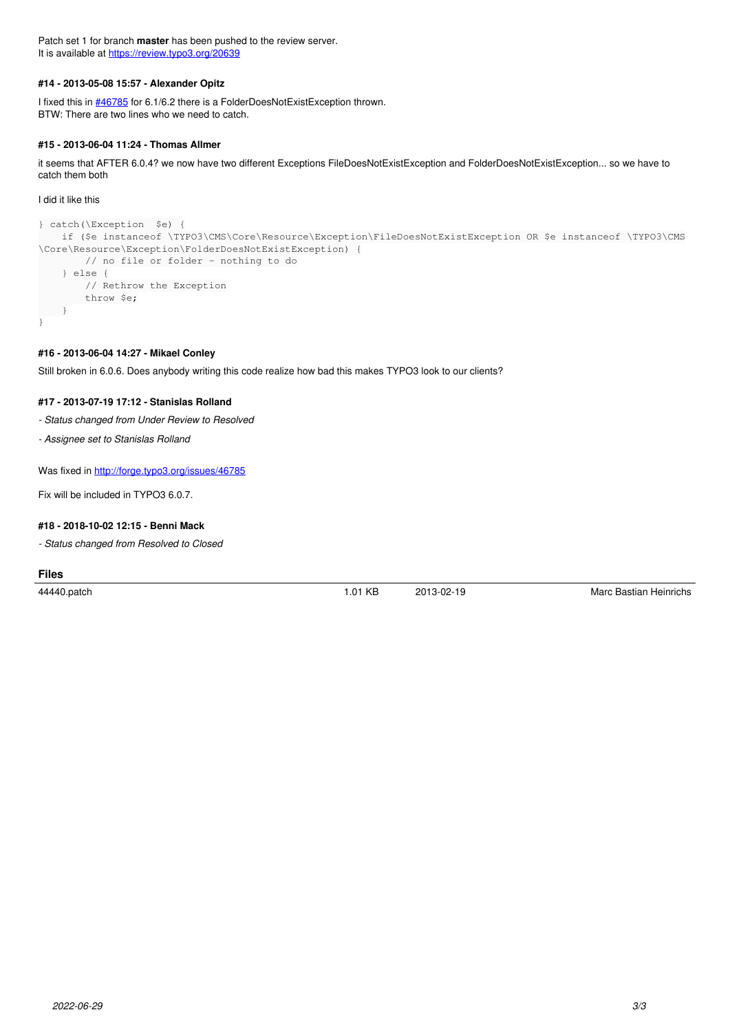Patch set 1 for branch **master** has been pushed to the review server.
It is available at https://review.typo3.org/20639

#### #14 - 2013-05-08 15:57 - Alexander Opitz

I fixed this in #46785 for 6.1/6.2 there is a FolderDoesNotExistException thrown.
BTW: There are two lines who we need to catch.

#### #15 - 2013-06-04 11:24 - Thomas Allmer

it seems that AFTER 6.0.4? we now have two different Exceptions FileDoesNotExistException and FolderDoesNotExistException... so we have to catch them both

I did it like this

```
} catch(\Exception  $e) {
    if ($e instanceof \TYPO3\CMS\Core\Resource\Exception\FileDoesNotExistException OR $e instanceof \TYPO3\CMS\Core\Resource\Exception\FolderDoesNotExistException) {
        // no file or folder - nothing to do
    } else {
        // Rethrow the Exception
        throw $e;
    }
}
```

#### #16 - 2013-06-04 14:27 - Mikael Conley

Still broken in 6.0.6. Does anybody writing this code realize how bad this makes TYPO3 look to our clients?

#### #17 - 2013-07-19 17:12 - Stanislas Rolland

- *Status changed from Under Review to Resolved*
- *Assignee set to Stanislas Rolland*

Was fixed in http://forge.typo3.org/issues/46785

Fix will be included in TYPO3 6.0.7.

#### #18 - 2018-10-02 12:15 - Benni Mack

- *Status changed from Resolved to Closed*

### Files

| | | | |
|---|---|---|---|
| 44440.patch | 1.01 KB | 2013-02-19 | Marc Bastian Heinrichs |